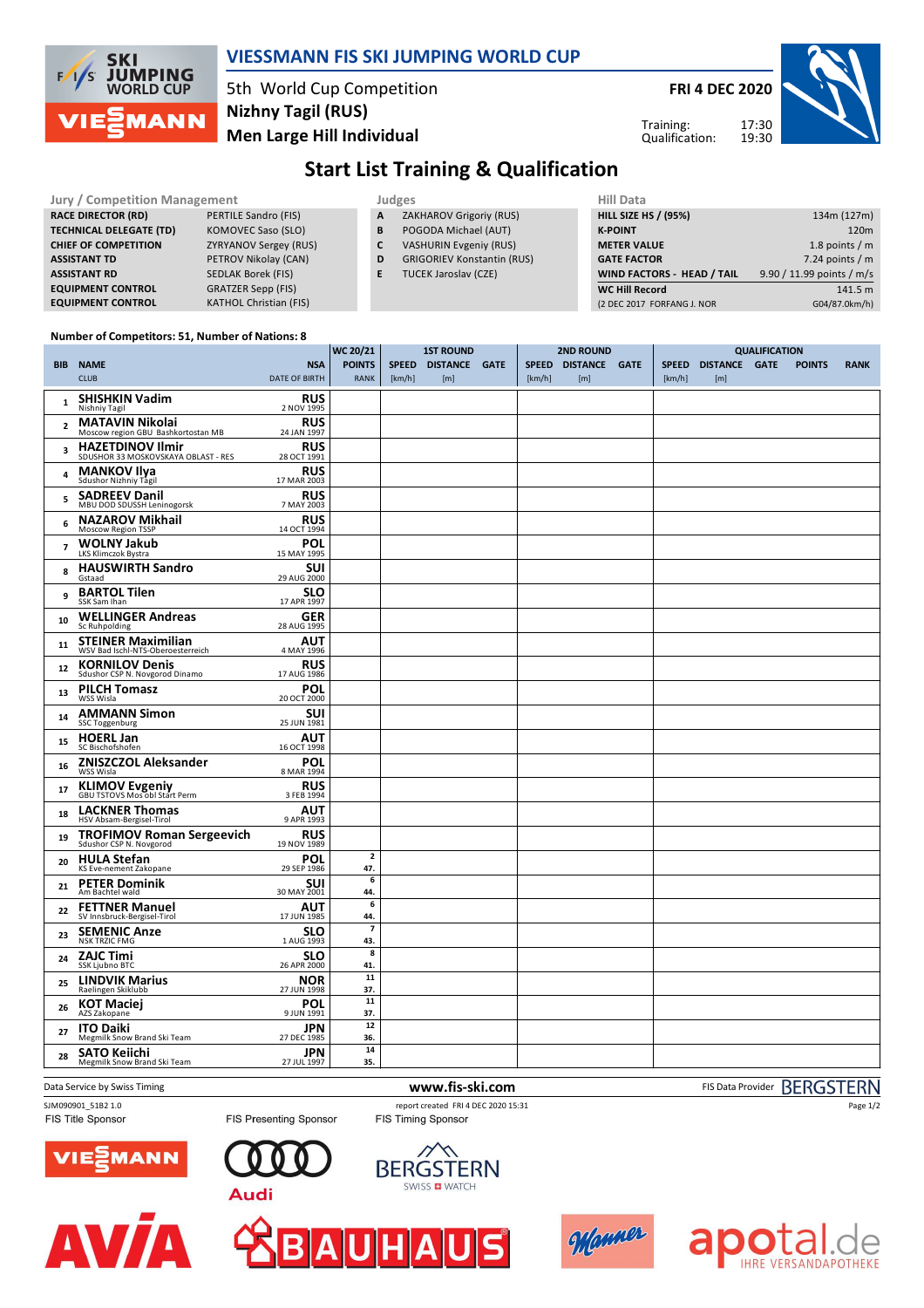# VIESSMANN FIS SKI JUMPING WORLD CUP

5th World Cup Competition
**Nizhny Tagil (RUS)**
**Men Large Hill Individual**

**FRI 4 DEC 2020**

Training: 17:30
Qualification: 19:30

## Start List Training & Qualification

| Jury / Competition Management | |
|---|---|
| RACE DIRECTOR (RD) | PERTILE Sandro (FIS) |
| TECHNICAL DELEGATE (TD) | KOMOVEC Saso (SLO) |
| CHIEF OF COMPETITION | ZYRYANOV Sergey (RUS) |
| ASSISTANT TD | PETROV Nikolay (CAN) |
| ASSISTANT RD | SEDLAK Borek (FIS) |
| EQUIPMENT CONTROL | GRATZER Sepp (FIS) |
| EQUIPMENT CONTROL | KATHOL Christian (FIS) |

| Judges | |
|---|---|
| A | ZAKHAROV Grigoriy (RUS) |
| B | POGODA Michael (AUT) |
| C | VASHURIN Evgeniy (RUS) |
| D | GRIGORIEV Konstantin (RUS) |
| E | TUCEK Jaroslav (CZE) |

| Hill Data | |
|---|---|
| HILL SIZE HS / (95%) | 134m (127m) |
| K-POINT | 120m |
| METER VALUE | 1.8 points / m |
| GATE FACTOR | 7.24 points / m |
| WIND FACTORS - HEAD / TAIL | 9.90 / 11.99 points / m/s |
| WC Hill Record | 141.5 m |
| (2 DEC 2017 FORFANG J. NOR | G04/87.0km/h) |

Number of Competitors: 51, Number of Nations: 8

| BIB | NAME / CLUB | NSA / DATE OF BIRTH | WC 20/21 POINTS / RANK | 1ST ROUND SPEED [km/h] | 1ST ROUND DISTANCE [m] | 1ST ROUND GATE | 2ND ROUND SPEED [km/h] | 2ND ROUND DISTANCE [m] | 2ND ROUND GATE | QUALIFICATION SPEED [km/h] | QUALIFICATION DISTANCE [m] | QUALIFICATION GATE | QUALIFICATION POINTS | QUALIFICATION RANK |
|---|---|---|---|---|---|---|---|---|---|---|---|---|---|---|
| 1 | **SHISHKIN Vadim** Nishniy Tagil | RUS 2 NOV 1995 | | | | | | | | | | | | |
| 2 | **MATAVIN Nikolai** Moscow region GBU Bashkortostan MB | RUS 24 JAN 1997 | | | | | | | | | | | | |
| 3 | **HAZETDINOV Ilmir** SDUSHOR 33 MOSKOVSKAYA OBLAST - RES | RUS 28 OCT 1991 | | | | | | | | | | | | |
| 4 | **MANKOV Ilya** Sdushor Nizhniy Tagil | RUS 17 MAR 2003 | | | | | | | | | | | | |
| 5 | **SADREEV Danil** MBU DOD SDUSSH Leninogorsk | RUS 7 MAY 2003 | | | | | | | | | | | | |
| 6 | **NAZAROV Mikhail** Moscow Region TSSP | RUS 14 OCT 1994 | | | | | | | | | | | | |
| 7 | **WOLNY Jakub** LKS Klimczok Bystra | POL 15 MAY 1995 | | | | | | | | | | | | |
| 8 | **HAUSWIRTH Sandro** Gstaad | SUI 29 AUG 2000 | | | | | | | | | | | | |
| 9 | **BARTOL Tilen** SSK Sam Ihan | SLO 17 APR 1997 | | | | | | | | | | | | |
| 10 | **WELLINGER Andreas** Sc Ruhpolding | GER 28 AUG 1995 | | | | | | | | | | | | |
| 11 | **STEINER Maximilian** WSV Bad Ischl-NTS-Oberoesterreich | AUT 4 MAY 1996 | | | | | | | | | | | | |
| 12 | **KORNILOV Denis** Sdushor CSP N. Novgorod Dinamo | RUS 17 AUG 1986 | | | | | | | | | | | | |
| 13 | **PILCH Tomasz** WSS Wisla | POL 20 OCT 2000 | | | | | | | | | | | | |
| 14 | **AMMANN Simon** SSC Toggenburg | SUI 25 JUN 1981 | | | | | | | | | | | | |
| 15 | **HOERL Jan** SC Bischofshofen | AUT 16 OCT 1998 | | | | | | | | | | | | |
| 16 | **ZNISZCZOL Aleksander** WSS Wisla | POL 8 MAR 1994 | | | | | | | | | | | | |
| 17 | **KLIMOV Evgeniy** GBU TSTOVS Mos obl Start Perm | RUS 3 FEB 1994 | | | | | | | | | | | | |
| 18 | **LACKNER Thomas** HSV Absam-Bergisel-Tirol | AUT 9 APR 1993 | | | | | | | | | | | | |
| 19 | **TROFIMOV Roman Sergeevich** Sdushor CSP N. Novgorod | RUS 19 NOV 1989 | | | | | | | | | | | | |
| 20 | **HULA Stefan** KS Eve-nement Zakopane | POL 29 SEP 1986 | 2 / 47. | | | | | | | | | | | |
| 21 | **PETER Dominik** Am Bachtel wald | SUI 30 MAY 2001 | 6 / 44. | | | | | | | | | | | |
| 22 | **FETTNER Manuel** SV Innsbruck-Bergisel-Tirol | AUT 17 JUN 1985 | 6 / 44. | | | | | | | | | | | |
| 23 | **SEMENIC Anze** NSK TRZIC FMG | SLO 1 AUG 1993 | 7 / 43. | | | | | | | | | | | |
| 24 | **ZAJC Timi** SSK Ljubno BTC | SLO 26 APR 2000 | 8 / 41. | | | | | | | | | | | |
| 25 | **LINDVIK Marius** Raelingen Skiklubb | NOR 27 JUN 1998 | 11 / 37. | | | | | | | | | | | |
| 26 | **KOT Maciej** AZS Zakopane | POL 9 JUN 1991 | 11 / 37. | | | | | | | | | | | |
| 27 | **ITO Daiki** Megmilk Snow Brand Ski Team | JPN 27 DEC 1985 | 12 / 36. | | | | | | | | | | | |
| 28 | **SATO Keiichi** Megmilk Snow Brand Ski Team | JPN 27 JUL 1997 | 14 / 35. | | | | | | | | | | | |

Data Service by Swiss Timing — www.fis-ski.com — FIS Data Provider BERGSTERN

SJM090901_51B2 1.0 — report created FRI 4 DEC 2020 15:31

FIS Title Sponsor: VIESSMANN — FIS Presenting Sponsor: Audi — FIS Timing Sponsor: BERGSTERN SWISS WATCH

AVIA — BAUHAUS — Manner — apotal.de IHRE VERSANDAPOTHEKE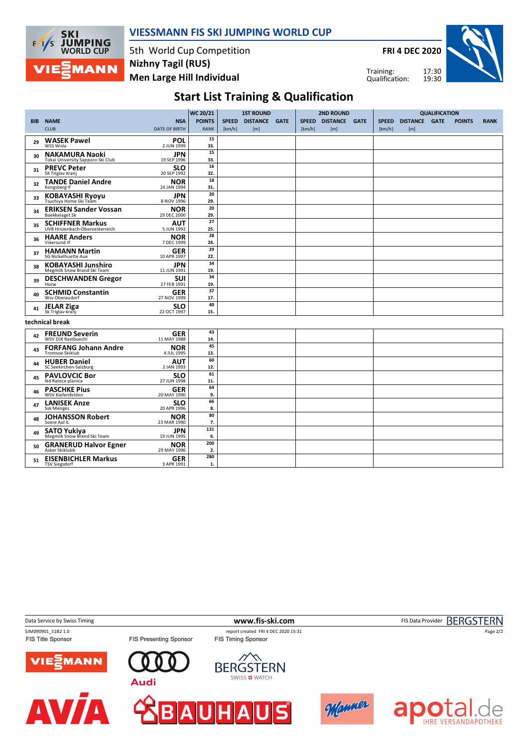# VIESSMANN FIS SKI JUMPING WORLD CUP

5th World Cup Competition
**Nizhny Tagil (RUS)**
**Men Large Hill Individual**

**FRI 4 DEC 2020**

Training: 17:30
Qualification: 19:30

## Start List Training & Qualification

| BIB | NAME / CLUB | NSA / DATE OF BIRTH | WC 20/21 POINTS / RANK | 1ST ROUND SPEED [km/h] | 1ST ROUND DISTANCE [m] | 1ST ROUND GATE | 2ND ROUND SPEED [km/h] | 2ND ROUND DISTANCE [m] | 2ND ROUND GATE | QUALIFICATION SPEED [km/h] | QUALIFICATION DISTANCE [m] | QUALIFICATION GATE | QUALIFICATION POINTS | QUALIFICATION RANK |
|---|---|---|---|---|---|---|---|---|---|---|---|---|---|---|
| 29 | **WASEK Pawel** WSS Wisla | POL 2 JUN 1999 | 15 / 33. | | | | | | | | | | | |
| 30 | **NAKAMURA Naoki** Tokai University Sapporo Ski Club | JPN 19 SEP 1996 | 15 / 33. | | | | | | | | | | | |
| 31 | **PREVC Peter** SK Triglav Kranj | SLO 20 SEP 1992 | 16 / 32. | | | | | | | | | | | |
| 32 | **TANDE Daniel Andre** Kongsberg If | NOR 24 JAN 1994 | 18 / 31. | | | | | | | | | | | |
| 33 | **KOBAYASHI Ryoyu** Tsuchiya Home Ski Team | JPN 8 NOV 1996 | 20 / 29. | | | | | | | | | | | |
| 34 | **ERIKSEN Sander Vossan** Baekkelaget Sk | NOR 29 DEC 2000 | 20 / 29. | | | | | | | | | | | |
| 35 | **SCHIFFNER Markus** UVB Hinzenbach-Oberoesterreich | AUT 5 JUN 1992 | 27 / 25. | | | | | | | | | | | |
| 36 | **HAARE Anders** Vikersund IF | NOR 7 DEC 1999 | 28 / 24. | | | | | | | | | | | |
| 37 | **HAMANN Martin** SG Nickelhuette Aue | GER 10 APR 1997 | 29 / 22. | | | | | | | | | | | |
| 38 | **KOBAYASHI Junshiro** Megmilk Snow Brand Ski Team | JPN 11 JUN 1991 | 34 / 19. | | | | | | | | | | | |
| 39 | **DESCHWANDEN Gregor** Horw | SUI 27 FEB 1991 | 34 / 19. | | | | | | | | | | | |
| 40 | **SCHMID Constantin** Wsv Oberaudorf | GER 27 NOV 1999 | 37 / 17. | | | | | | | | | | | |
| 41 | **JELAR Ziga** Sk Triglav kranj | SLO 22 OCT 1997 | 40 / 15. | | | | | | | | | | | |
| **technical break** | | | | | | | | | | | | | | |
| 42 | **FREUND Severin** WSV DJK Rastbuechl | GER 11 MAY 1988 | 43 / 14. | | | | | | | | | | | |
| 43 | **FORFANG Johann Andre** Tromsoe Skiklub | NOR 4 JUL 1995 | 45 / 13. | | | | | | | | | | | |
| 44 | **HUBER Daniel** SC Seekirchen-Salzburg | AUT 2 JAN 1993 | 60 / 12. | | | | | | | | | | | |
| 45 | **PAVLOVCIC Bor** Nd Ratece planica | SLO 27 JUN 1998 | 61 / 11. | | | | | | | | | | | |
| 46 | **PASCHKE Pius** WSV Kiefersfelden | GER 20 MAY 1990 | 64 / 9. | | | | | | | | | | | |
| 47 | **LANISEK Anze** Ssk Menges | SLO 20 APR 1996 | 66 / 8. | | | | | | | | | | | |
| 48 | **JOHANSSON Robert** Soere Aal IL | NOR 23 MAR 1990 | 80 / 7. | | | | | | | | | | | |
| 49 | **SATO Yukiya** Megmilk Snow Brand Ski Team | JPN 19 JUN 1995 | 131 / 6. | | | | | | | | | | | |
| 50 | **GRANERUD Halvor Egner** Asker Skiklubb | NOR 29 MAY 1996 | 200 / 2. | | | | | | | | | | | |
| 51 | **EISENBICHLER Markus** TSV Siegsdorf | GER 3 APR 1991 | 280 / 1. | | | | | | | | | | | |

Data Service by Swiss Timing — www.fis-ski.com — FIS Data Provider BERGSTERN

SJM090901_51B2 1.0 — report created FRI 4 DEC 2020 15:31

FIS Title Sponsor — FIS Presenting Sponsor — FIS Timing Sponsor